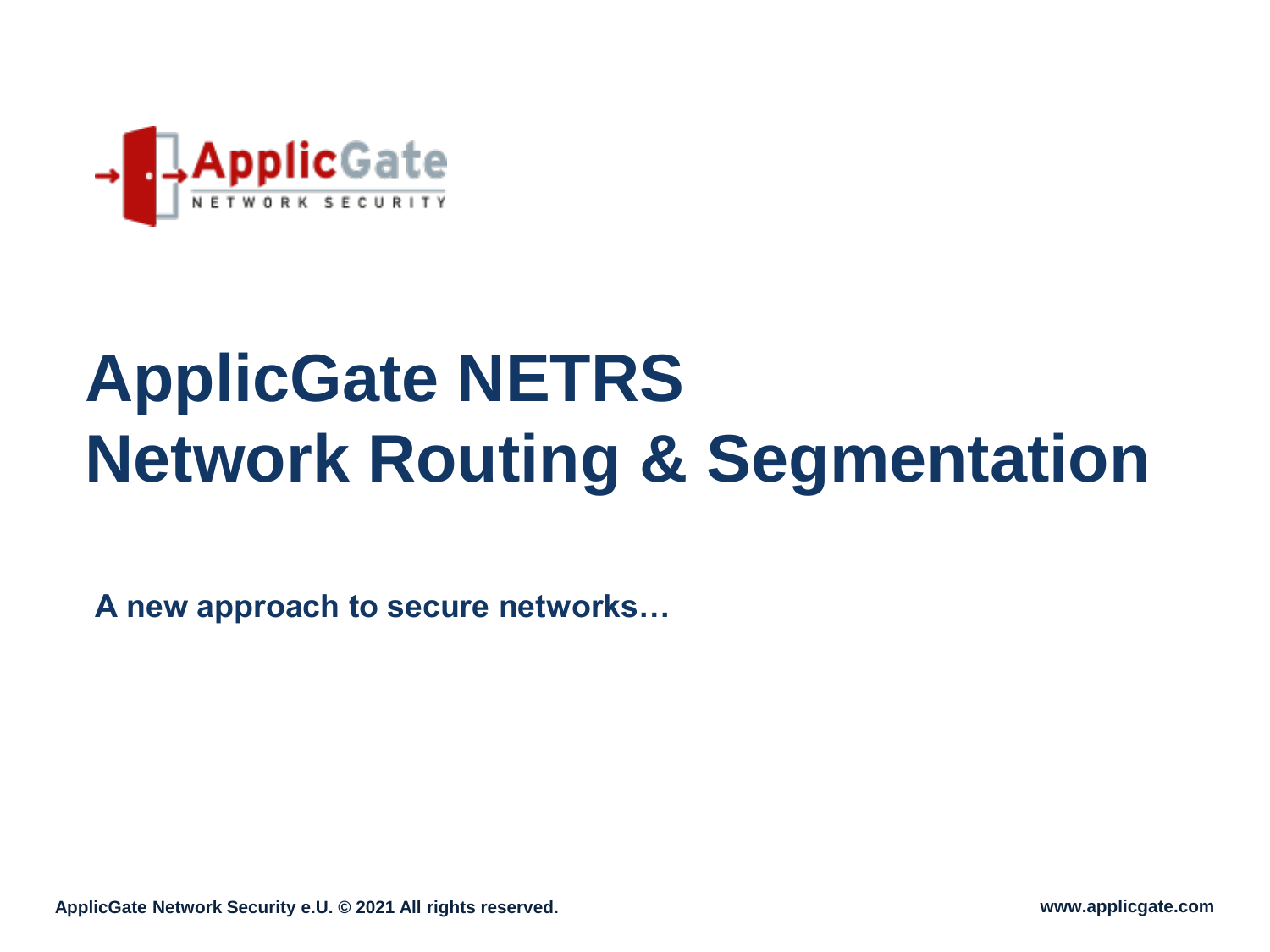ApplicGate
NETWORK SECURITY

# ApplicGate NETRS
# Network Routing & Segmentation

**A new approach to secure networks…**

**ApplicGate Network Security e.U. © 2021 All rights reserved.**

**www.applicgate.com**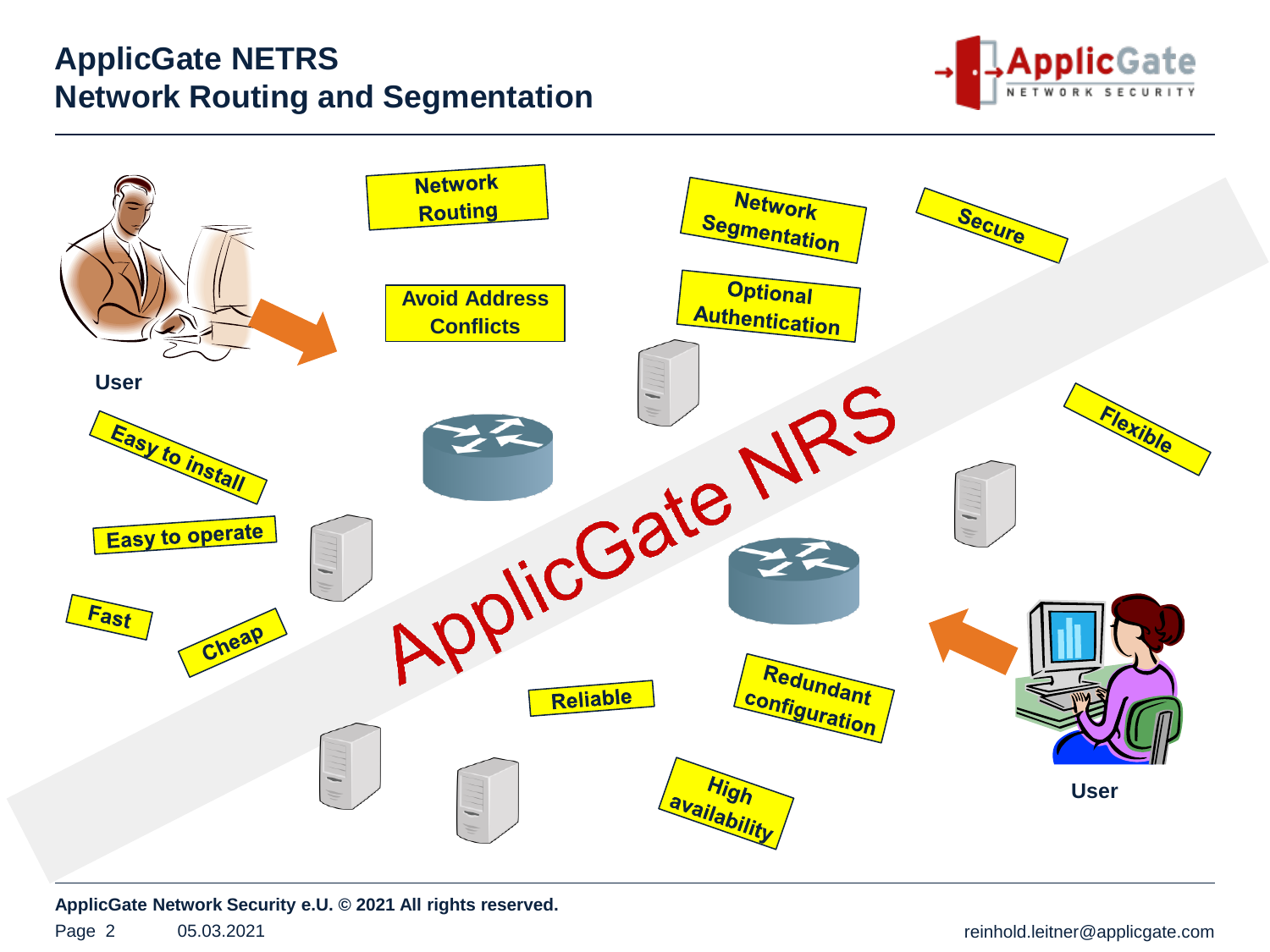# ApplicGate NETRS
## Network Routing and Segmentation

Network Routing

Avoid Address Conflicts

Network Segmentation

Optional Authentication

Secure

User

Easy to install

Easy to operate

Fast

Cheap

ApplicGate NRS

Flexible

Reliable

Redundant configuration

High availability

User

**ApplicGate Network Security e.U. © 2021 All rights reserved.**

05.03.2021

reinhold.leitner@applicgate.com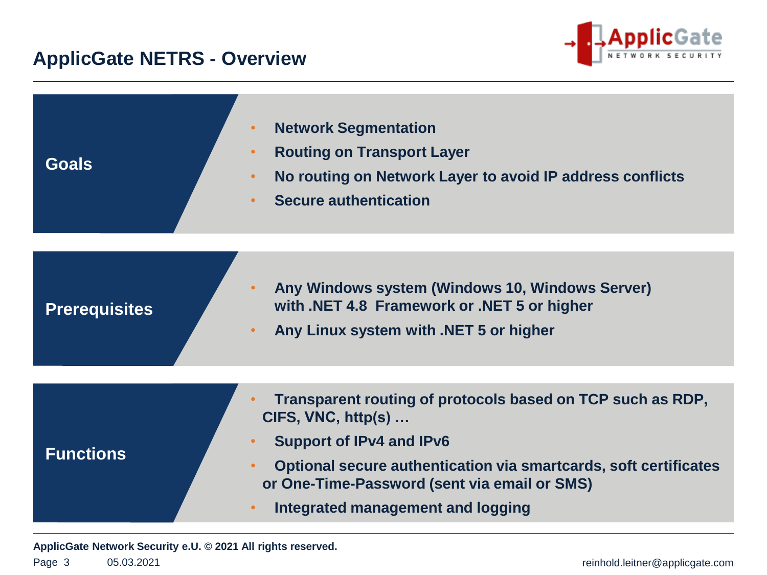# ApplicGate NETRS - Overview

## Goals

- Network Segmentation
- Routing on Transport Layer
- No routing on Network Layer to avoid IP address conflicts
- Secure authentication

## Prerequisites

- Any Windows system (Windows 10, Windows Server) with .NET 4.8 Framework or .NET 5 or higher
- Any Linux system with .NET 5 or higher

## Functions

- Transparent routing of protocols based on TCP such as RDP, CIFS, VNC, http(s) …
- Support of IPv4 and IPv6
- Optional secure authentication via smartcards, soft certificates or One-Time-Password (sent via email or SMS)
- Integrated management and logging

**ApplicGate Network Security e.U. © 2021 All rights reserved.**

05.03.2021 reinhold.leitner@applicgate.com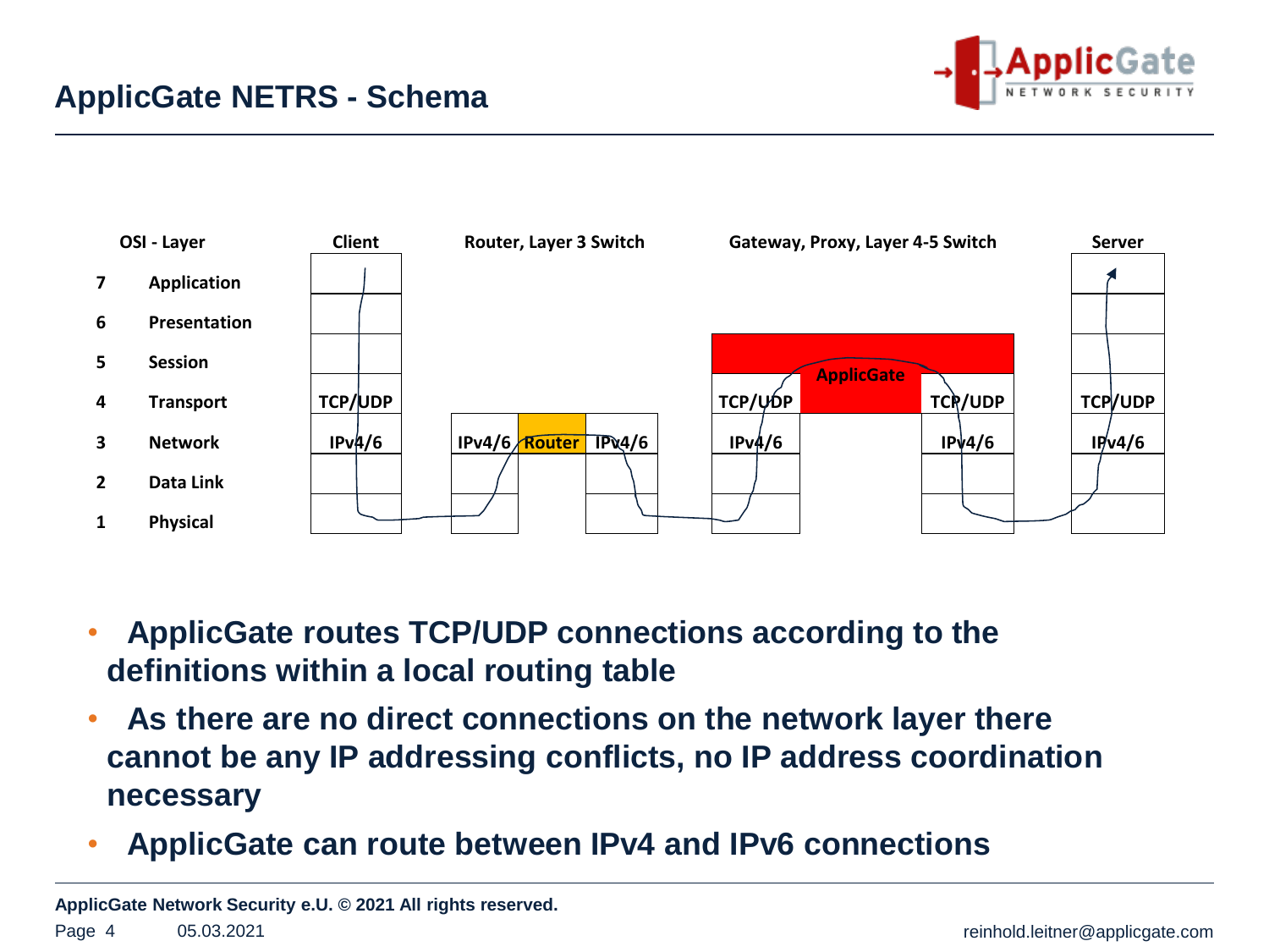## ApplicGate NETRS - Schema

OSI - Layer

7 Application
6 Presentation
5 Session
4 Transport
3 Network
2 Data Link
1 Physical

Client
TCP/UDP
IPv4/6

Router, Layer 3 Switch
IPv4/6 Router IPv4/6

Gateway, Proxy, Layer 4-5 Switch
ApplicGate
TCP/UDP TCP/UDP
IPv4/6 IPv4/6

Server
TCP/UDP
IPv4/6

- ApplicGate routes TCP/UDP connections according to the definitions within a local routing table
- As there are no direct connections on the network layer there cannot be any IP addressing conflicts, no IP address coordination necessary
- ApplicGate can route between IPv4 and IPv6 connections

**ApplicGate Network Security e.U. © 2021 All rights reserved.**

05.03.2021

reinhold.leitner@applicgate.com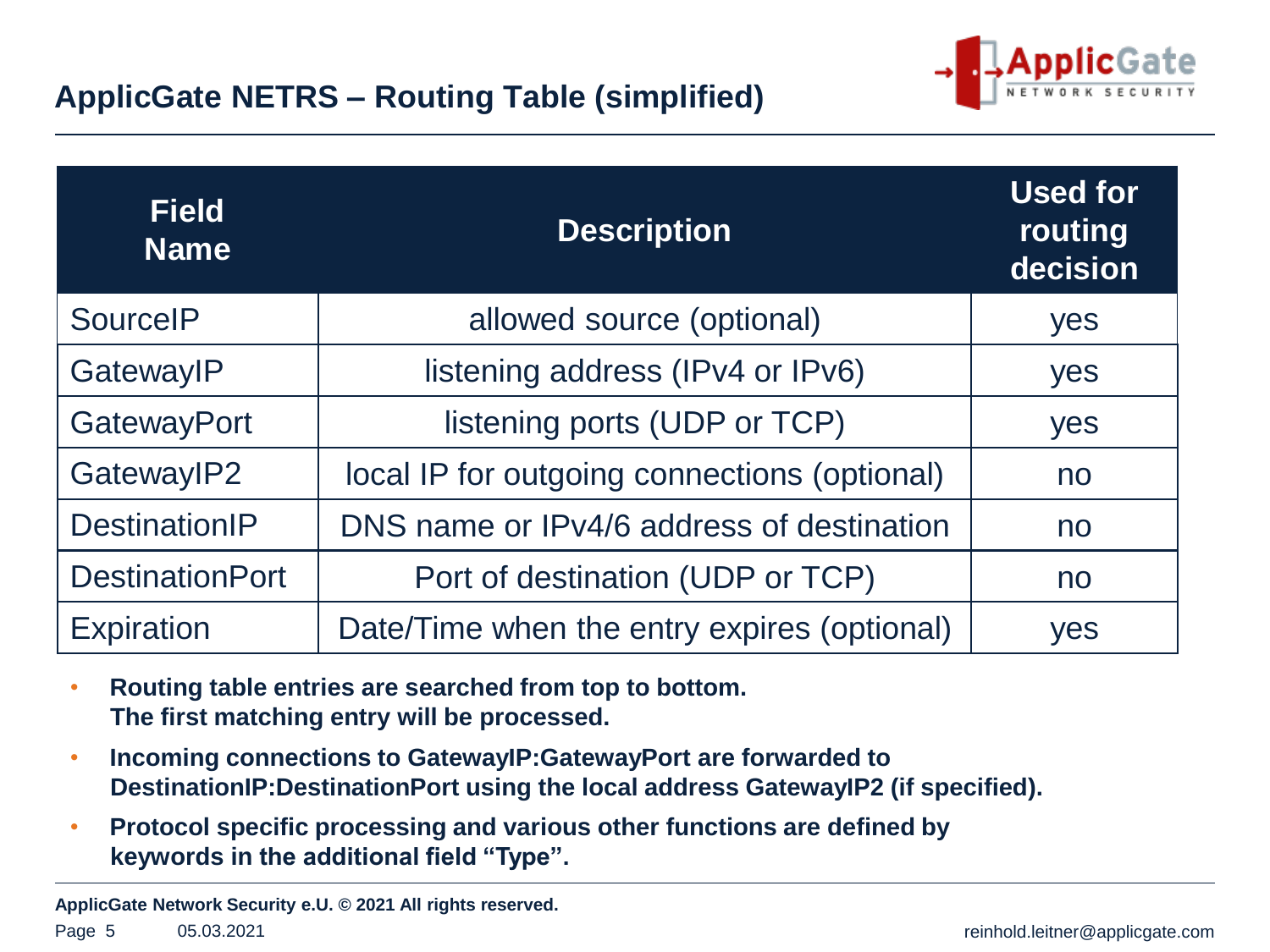## ApplicGate NETRS – Routing Table (simplified)

| Field Name | Description | Used for routing decision |
|---|---|---|
| SourceIP | allowed source (optional) | yes |
| GatewayIP | listening address (IPv4 or IPv6) | yes |
| GatewayPort | listening ports (UDP or TCP) | yes |
| GatewayIP2 | local IP for outgoing connections (optional) | no |
| DestinationIP | DNS name or IPv4/6 address of destination | no |
| DestinationPort | Port of destination (UDP or TCP) | no |
| Expiration | Date/Time when the entry expires (optional) | yes |

- **Routing table entries are searched from top to bottom. The first matching entry will be processed.**
- **Incoming connections to GatewayIP:GatewayPort are forwarded to DestinationIP:DestinationPort using the local address GatewayIP2 (if specified).**
- **Protocol specific processing and various other functions are defined by keywords in the additional field "Type".**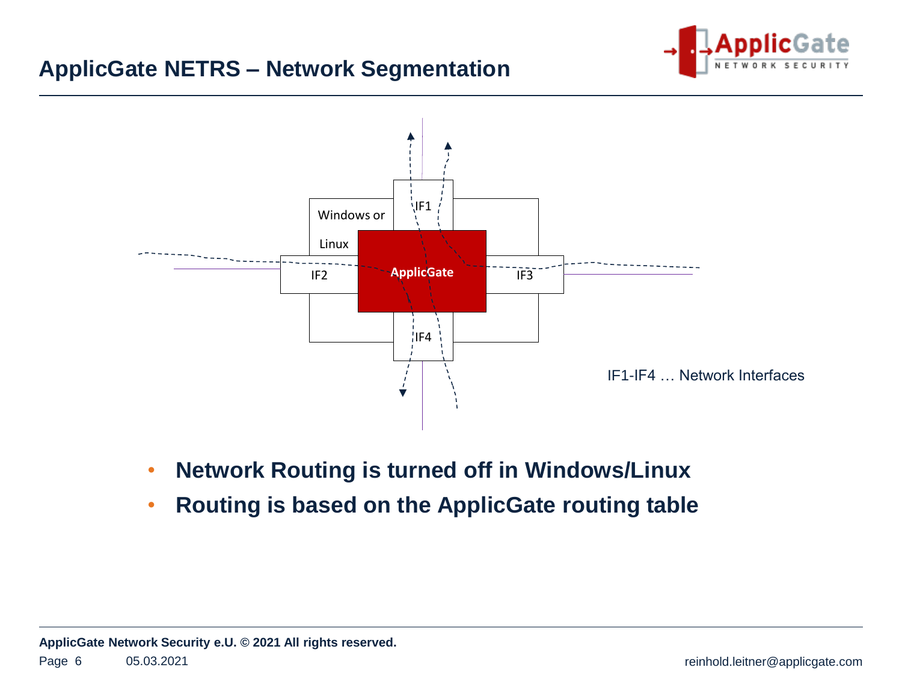## ApplicGate NETRS – Network Segmentation

Windows or

Linux

IF1

IF2

ApplicGate

IF3

IF4

IF1-IF4 … Network Interfaces

- **Network Routing is turned off in Windows/Linux**
- **Routing is based on the ApplicGate routing table**

**ApplicGate Network Security e.U. © 2021 All rights reserved.**

05.03.2021

reinhold.leitner@applicgate.com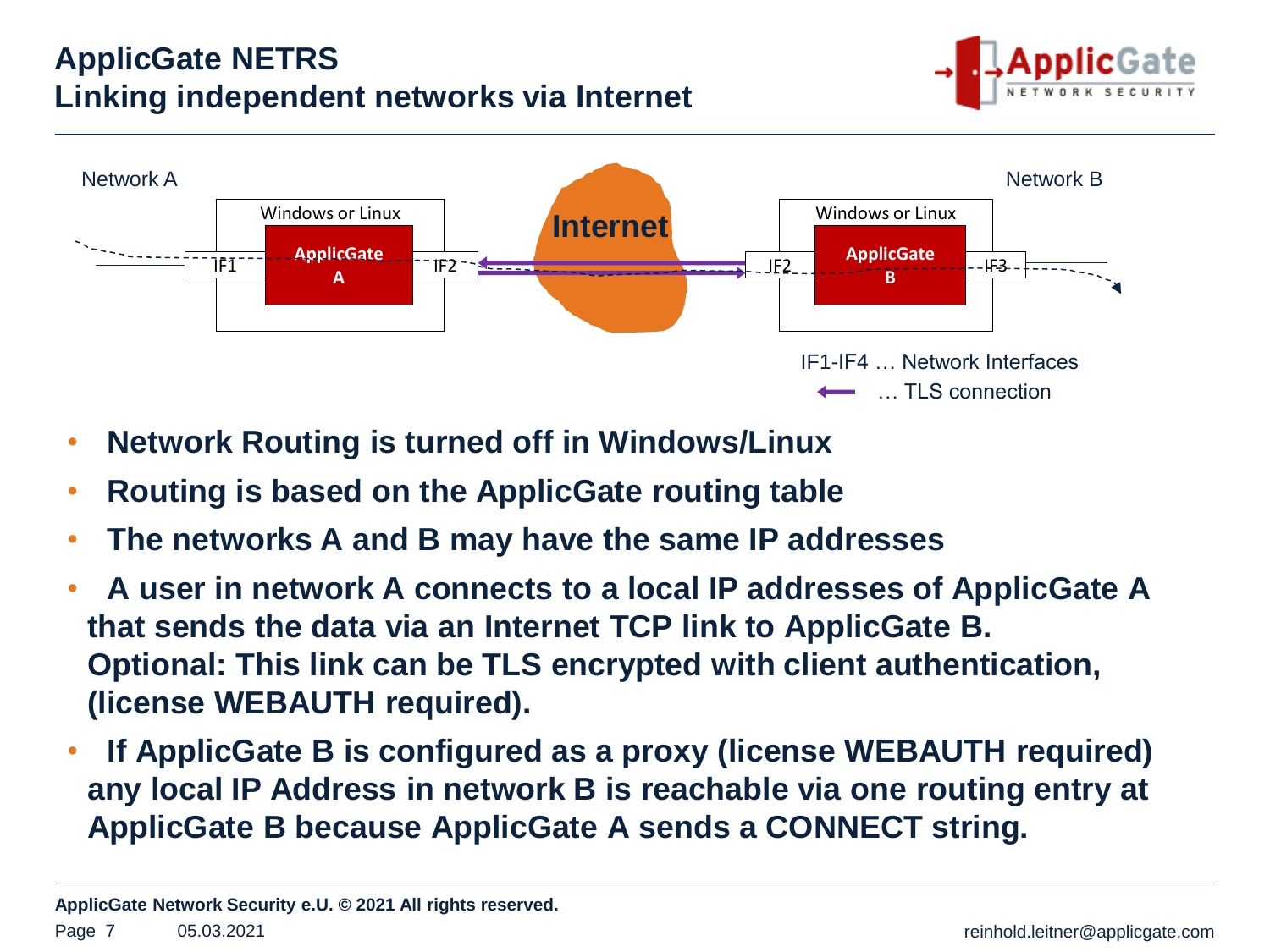# ApplicGate NETRS
## Linking independent networks via Internet

Network A

Windows or Linux

ApplicGate A

IF1

IF2

Internet

Network B

Windows or Linux

ApplicGate B

IF2

IF3

IF1-IF4 … Network Interfaces

… TLS connection

- **Network Routing is turned off in Windows/Linux**
- **Routing is based on the ApplicGate routing table**
- **The networks A and B may have the same IP addresses**
- **A user in network A connects to a local IP addresses of ApplicGate A that sends the data via an Internet TCP link to ApplicGate B. Optional: This link can be TLS encrypted with client authentication, (license WEBAUTH required).**
- **If ApplicGate B is configured as a proxy (license WEBAUTH required) any local IP Address in network B is reachable via one routing entry at ApplicGate B because ApplicGate A sends a CONNECT string.**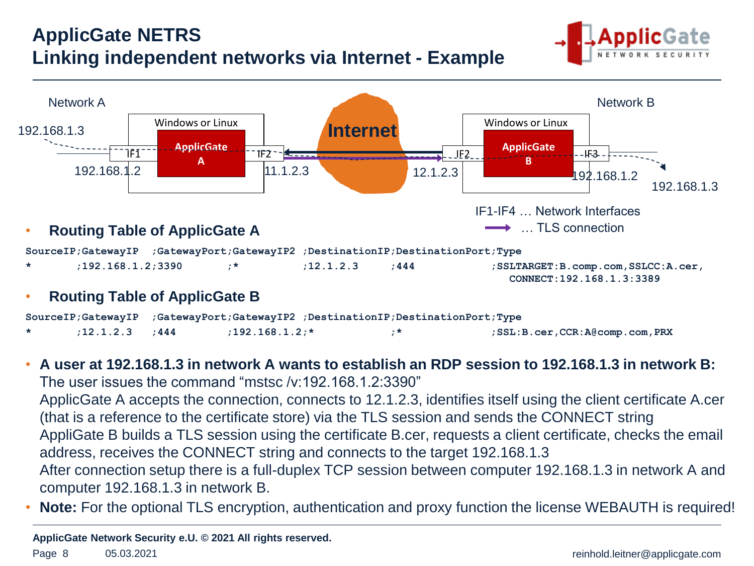# ApplicGate NETRS
## Linking independent networks via Internet - Example

Network A

Windows or Linux

ApplicGate A

192.168.1.3

IF1

192.168.1.2

IF2

11.1.2.3

Internet

Network B

Windows or Linux

ApplicGate B

IF2

12.1.2.3

IF3

192.168.1.2

192.168.1.3

IF1-IF4 … Network Interfaces

… TLS connection

- **Routing Table of ApplicGate A**

```
SourceIP;GatewayIP   ;GatewayPort;GatewayIP2 ;DestinationIP;DestinationPort;Type
*       ;192.168.1.2;3390       ;*          ;12.1.2.3     ;444            ;SSLTARGET:B.comp.com,SSLCC:A.cer,
                                                                            CONNECT:192.168.1.3:3389
```

- **Routing Table of ApplicGate B**

```
SourceIP;GatewayIP   ;GatewayPort;GatewayIP2 ;DestinationIP;DestinationPort;Type
*       ;12.1.2.3   ;444        ;192.168.1.2;*            ;*              ;SSL:B.cer,CCR:A@comp.com,PRX
```

- **A user at 192.168.1.3 in network A wants to establish an RDP session to 192.168.1.3 in network B:**
  The user issues the command “mstsc /v:192.168.1.2:3390”
  ApplicGate A accepts the connection, connects to 12.1.2.3, identifies itself using the client certificate A.cer (that is a reference to the certificate store) via the TLS session and sends the CONNECT string
  AppliGate B builds a TLS session using the certificate B.cer, requests a client certificate, checks the email address, receives the CONNECT string and connects to the target 192.168.1.3
  After connection setup there is a full-duplex TCP session between computer 192.168.1.3 in network A and computer 192.168.1.3 in network B.
- **Note:** For the optional TLS encryption, authentication and proxy function the license WEBAUTH is required!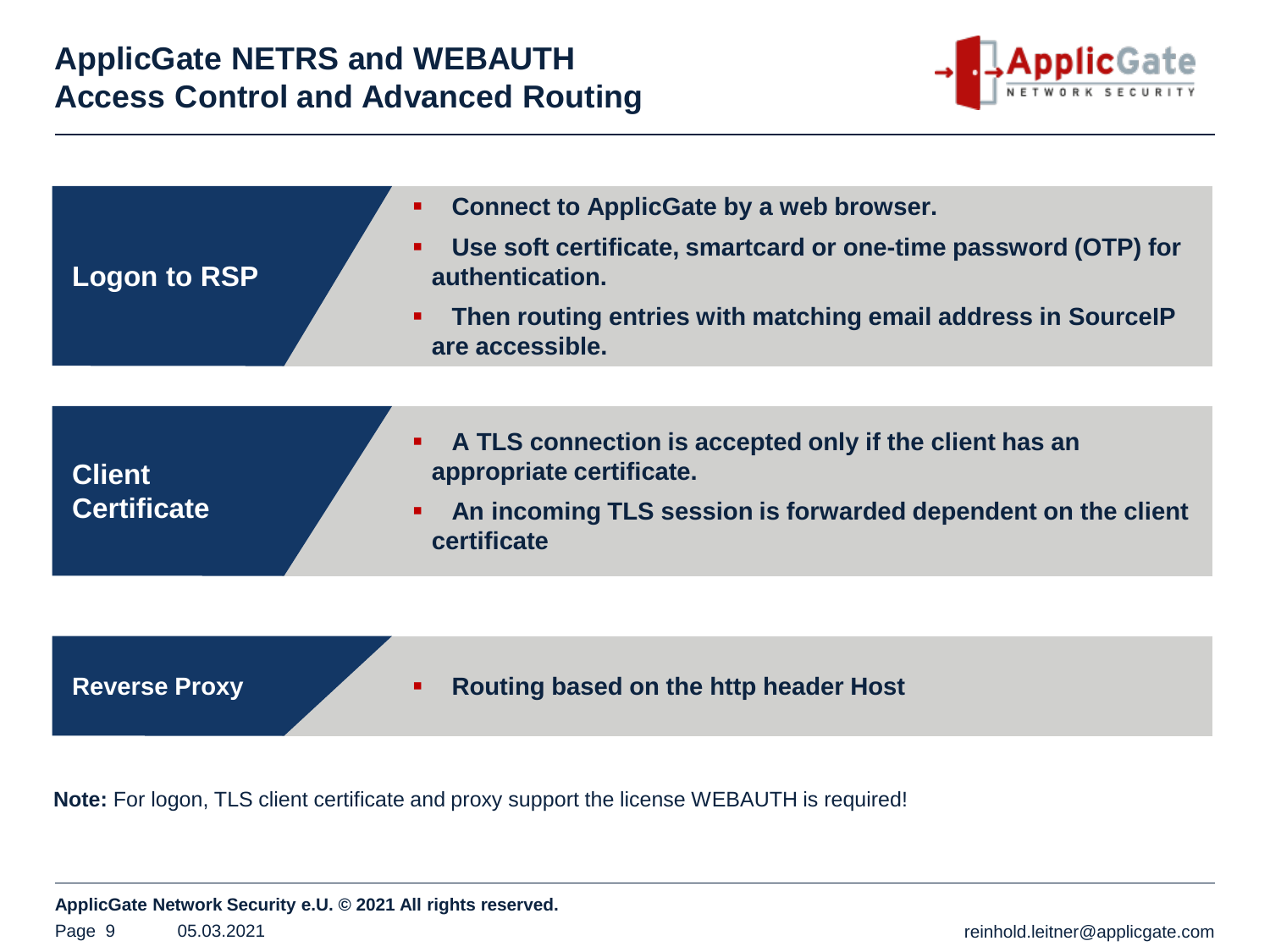# ApplicGate NETRS and WEBAUTH
# Access Control and Advanced Routing

### Logon to RSP

- **Connect to ApplicGate by a web browser.**
- **Use soft certificate, smartcard or one-time password (OTP) for authentication.**
- **Then routing entries with matching email address in SourceIP are accessible.**

### Client Certificate

- **A TLS connection is accepted only if the client has an appropriate certificate.**
- **An incoming TLS session is forwarded dependent on the client certificate**

### Reverse Proxy

- **Routing based on the http header Host**

**Note:** For logon, TLS client certificate and proxy support the license WEBAUTH is required!

**ApplicGate Network Security e.U. © 2021 All rights reserved.**

05.03.2021 reinhold.leitner@applicgate.com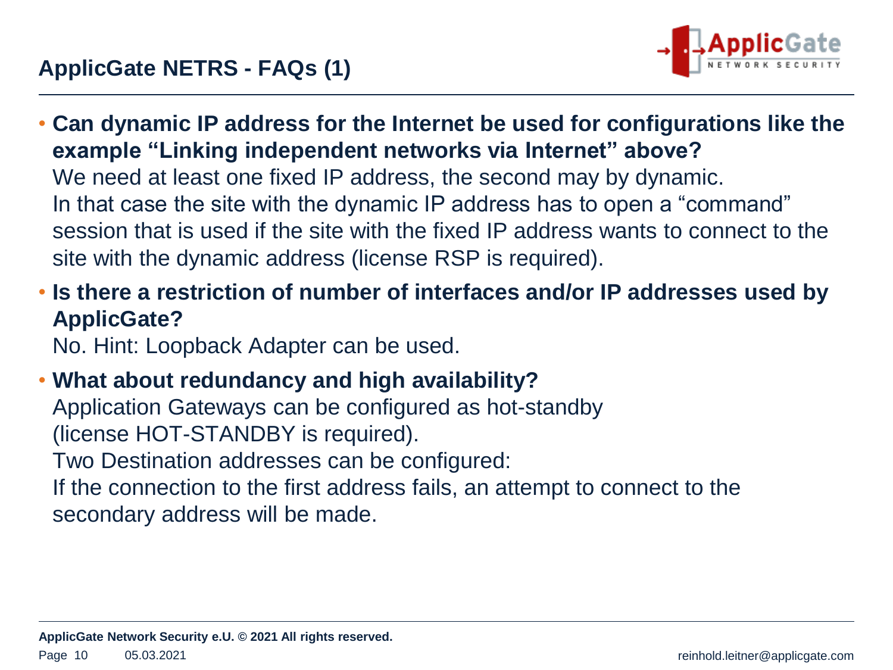## ApplicGate NETRS - FAQs (1)

- **Can dynamic IP address for the Internet be used for configurations like the example “Linking independent networks via Internet” above?**
  We need at least one fixed IP address, the second may by dynamic.
  In that case the site with the dynamic IP address has to open a “command” session that is used if the site with the fixed IP address wants to connect to the site with the dynamic address (license RSP is required).
- **Is there a restriction of number of interfaces and/or IP addresses used by ApplicGate?**
  No. Hint: Loopback Adapter can be used.
- **What about redundancy and high availability?**
  Application Gateways can be configured as hot-standby
  (license HOT-STANDBY is required).
  Two Destination addresses can be configured:
  If the connection to the first address fails, an attempt to connect to the secondary address will be made.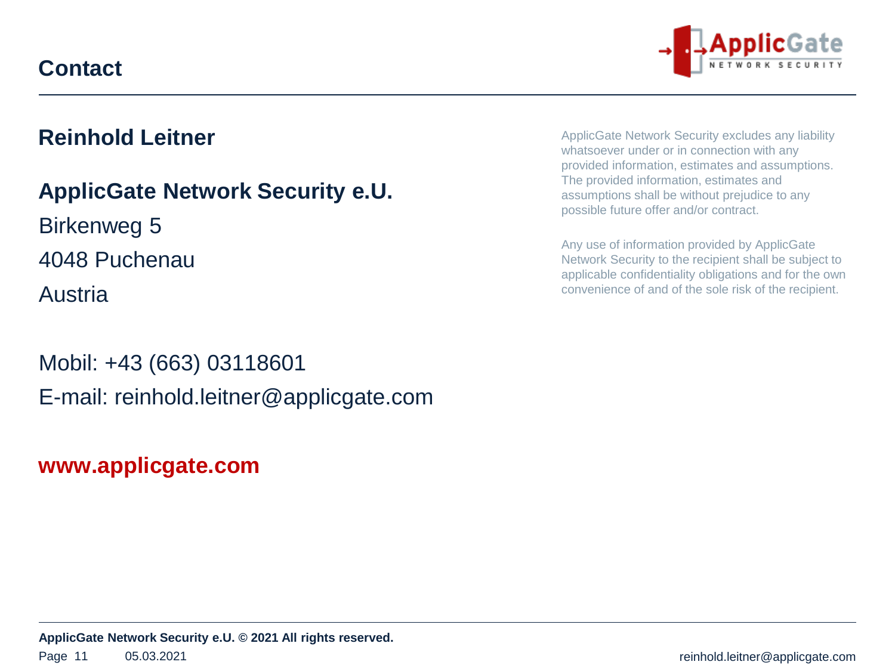# Contact

## Reinhold Leitner

**ApplicGate Network Security e.U.**

Birkenweg 5

4048 Puchenau

Austria

Mobil: +43 (663) 03118601

E-mail: reinhold.leitner@applicgate.com

**www.applicgate.com**

ApplicGate Network Security excludes any liability whatsoever under or in connection with any provided information, estimates and assumptions. The provided information, estimates and assumptions shall be without prejudice to any possible future offer and/or contract.

Any use of information provided by ApplicGate Network Security to the recipient shall be subject to applicable confidentiality obligations and for the own convenience of and of the sole risk of the recipient.